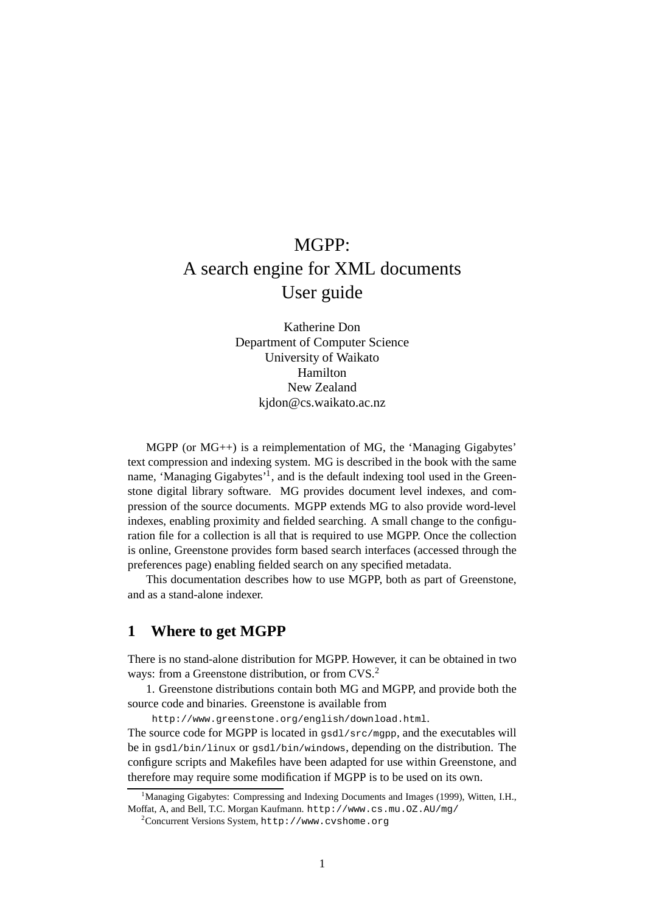# MGPP:
# A search engine for XML documents
# User guide

Katherine Don
Department of Computer Science
University of Waikato
Hamilton
New Zealand
kjdon@cs.waikato.ac.nz

MGPP (or MG++) is a reimplementation of MG, the 'Managing Gigabytes' text compression and indexing system. MG is described in the book with the same name, 'Managing Gigabytes'[1], and is the default indexing tool used in the Greenstone digital library software. MG provides document level indexes, and compression of the source documents. MGPP extends MG to also provide word-level indexes, enabling proximity and fielded searching. A small change to the configuration file for a collection is all that is required to use MGPP. Once the collection is online, Greenstone provides form based search interfaces (accessed through the preferences page) enabling fielded search on any specified metadata.

This documentation describes how to use MGPP, both as part of Greenstone, and as a stand-alone indexer.

## 1 Where to get MGPP

There is no stand-alone distribution for MGPP. However, it can be obtained in two ways: from a Greenstone distribution, or from CVS.[2]

1. Greenstone distributions contain both MG and MGPP, and provide both the source code and binaries. Greenstone is available from

`http://www.greenstone.org/english/download.html`.

The source code for MGPP is located in `gsdl/src/mgpp`, and the executables will be in `gsdl/bin/linux` or `gsdl/bin/windows`, depending on the distribution. The configure scripts and Makefiles have been adapted for use within Greenstone, and therefore may require some modification if MGPP is to be used on its own.

---

[1] Managing Gigabytes: Compressing and Indexing Documents and Images (1999), Witten, I.H., Moffat, A, and Bell, T.C. Morgan Kaufmann. `http://www.cs.mu.OZ.AU/mg/`

[2] Concurrent Versions System, `http://www.cvshome.org`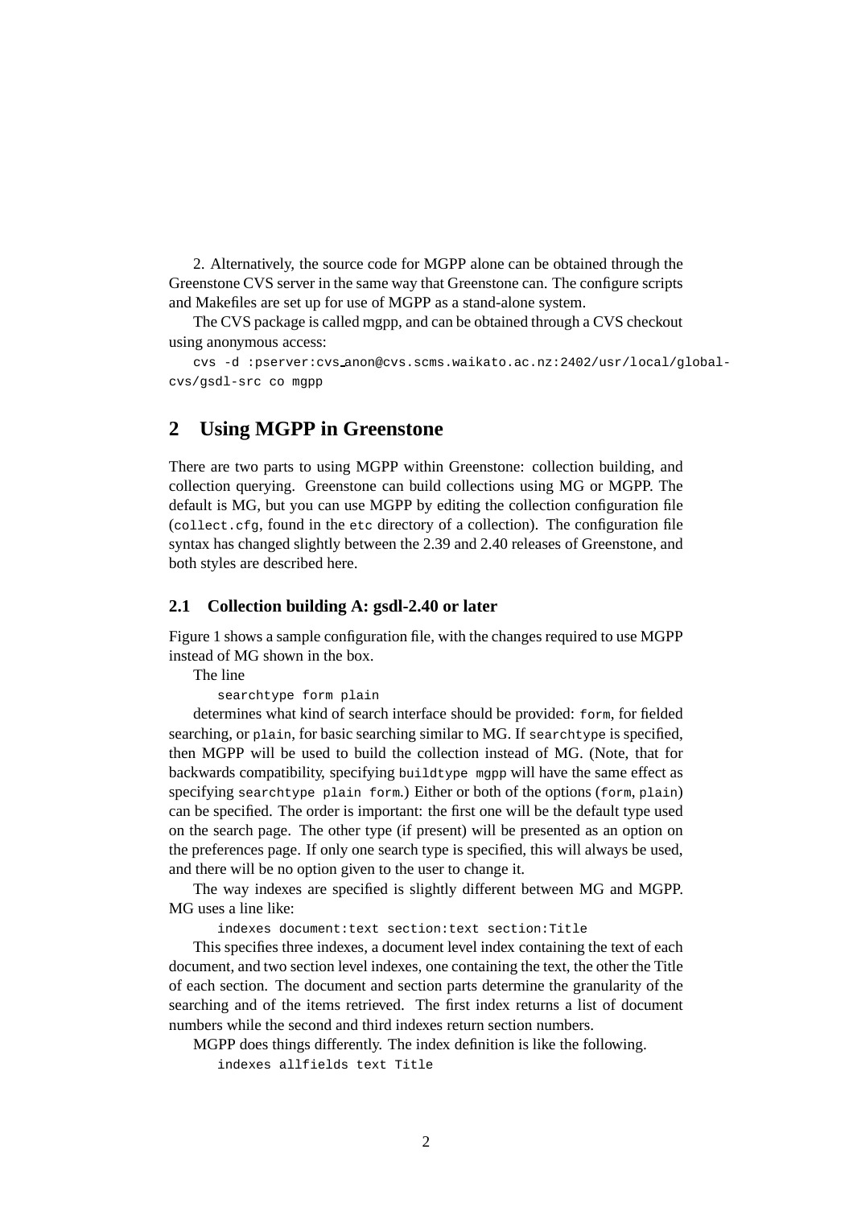2. Alternatively, the source code for MGPP alone can be obtained through the Greenstone CVS server in the same way that Greenstone can. The configure scripts and Makefiles are set up for use of MGPP as a stand-alone system.

The CVS package is called mgpp, and can be obtained through a CVS checkout using anonymous access:

```
cvs -d :pserver:cvs_anon@cvs.scms.waikato.ac.nz:2402/usr/local/global-cvs/gsdl-src co mgpp
```

## 2 Using MGPP in Greenstone

There are two parts to using MGPP within Greenstone: collection building, and collection querying. Greenstone can build collections using MG or MGPP. The default is MG, but you can use MGPP by editing the collection configuration file (`collect.cfg`, found in the `etc` directory of a collection). The configuration file syntax has changed slightly between the 2.39 and 2.40 releases of Greenstone, and both styles are described here.

### 2.1 Collection building A: gsdl-2.40 or later

Figure 1 shows a sample configuration file, with the changes required to use MGPP instead of MG shown in the box.

The line

```
searchtype form plain
```

determines what kind of search interface should be provided: `form`, for fielded searching, or `plain`, for basic searching similar to MG. If `searchtype` is specified, then MGPP will be used to build the collection instead of MG. (Note, that for backwards compatibility, specifying `buildtype mgpp` will have the same effect as specifying `searchtype plain form`.) Either or both of the options (`form`, `plain`) can be specified. The order is important: the first one will be the default type used on the search page. The other type (if present) will be presented as an option on the preferences page. If only one search type is specified, this will always be used, and there will be no option given to the user to change it.

The way indexes are specified is slightly different between MG and MGPP. MG uses a line like:

```
indexes document:text section:text section:Title
```

This specifies three indexes, a document level index containing the text of each document, and two section level indexes, one containing the text, the other the Title of each section. The document and section parts determine the granularity of the searching and of the items retrieved. The first index returns a list of document numbers while the second and third indexes return section numbers.

MGPP does things differently. The index definition is like the following.

```
indexes allfields text Title
```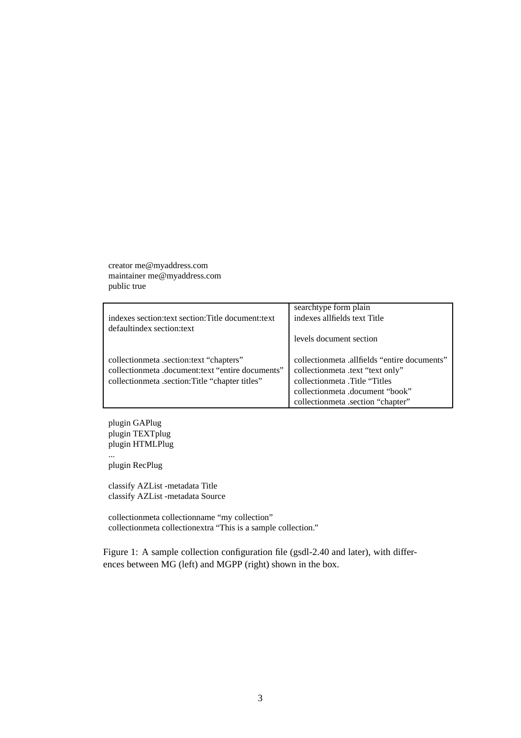```
creator me@myaddress.com
maintainer me@myaddress.com
public true
```

| MG | MGPP |
|---|---|
| | searchtype form plain |
| indexes section:text section:Title document:text | indexes allfields text Title |
| defaultindex section:text | |
| | levels document section |
| collectionmeta .section:text "chapters" | collectionmeta .allfields "entire documents" |
| collectionmeta .document:text "entire documents" | collectionmeta .text "text only" |
| collectionmeta .section:Title "chapter titles" | collectionmeta .Title "Titles |
| | collectionmeta .document "book" |
| | collectionmeta .section "chapter" |

```
plugin GAPlug
plugin TEXTplug
plugin HTMLPlug
...
plugin RecPlug

classify AZList -metadata Title
classify AZList -metadata Source

collectionmeta collectionname "my collection"
collectionmeta collectionextra "This is a sample collection."
```

Figure 1: A sample collection configuration file (gsdl-2.40 and later), with differences between MG (left) and MGPP (right) shown in the box.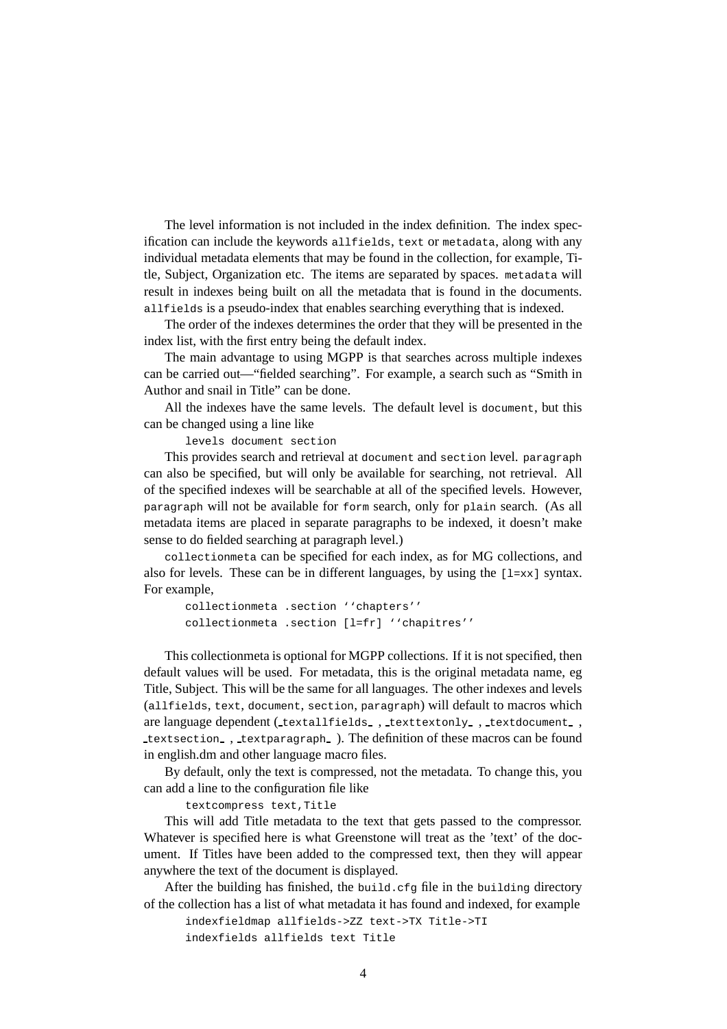The level information is not included in the index definition. The index specification can include the keywords `allfields`, `text` or `metadata`, along with any individual metadata elements that may be found in the collection, for example, Title, Subject, Organization etc. The items are separated by spaces. `metadata` will result in indexes being built on all the metadata that is found in the documents. `allfields` is a pseudo-index that enables searching everything that is indexed.

The order of the indexes determines the order that they will be presented in the index list, with the first entry being the default index.

The main advantage to using MGPP is that searches across multiple indexes can be carried out—"fielded searching". For example, a search such as "Smith in Author and snail in Title" can be done.

All the indexes have the same levels. The default level is `document`, but this can be changed using a line like

```
levels document section
```

This provides search and retrieval at `document` and `section` level. `paragraph` can also be specified, but will only be available for searching, not retrieval. All of the specified indexes will be searchable at all of the specified levels. However, `paragraph` will not be available for `form` search, only for `plain` search. (As all metadata items are placed in separate paragraphs to be indexed, it doesn't make sense to do fielded searching at paragraph level.)

`collectionmeta` can be specified for each index, as for MG collections, and also for levels. These can be in different languages, by using the `[l=xx]` syntax. For example,

```
collectionmeta .section ''chapters''
collectionmeta .section [l=fr] ''chapitres''
```

This collectionmeta is optional for MGPP collections. If it is not specified, then default values will be used. For metadata, this is the original metadata name, eg Title, Subject. This will be the same for all languages. The other indexes and levels (`allfields`, `text`, `document`, `section`, `paragraph`) will default to macros which are language dependent (`_textallfields_`, `_texttextonly_`, `_textdocument_`, `_textsection_`, `_textparagraph_`). The definition of these macros can be found in english.dm and other language macro files.

By default, only the text is compressed, not the metadata. To change this, you can add a line to the configuration file like

```
textcompress text,Title
```

This will add Title metadata to the text that gets passed to the compressor. Whatever is specified here is what Greenstone will treat as the 'text' of the document. If Titles have been added to the compressed text, then they will appear anywhere the text of the document is displayed.

After the building has finished, the `build.cfg` file in the `building` directory of the collection has a list of what metadata it has found and indexed, for example

```
indexfieldmap allfields->ZZ text->TX Title->TI
indexfields allfields text Title
```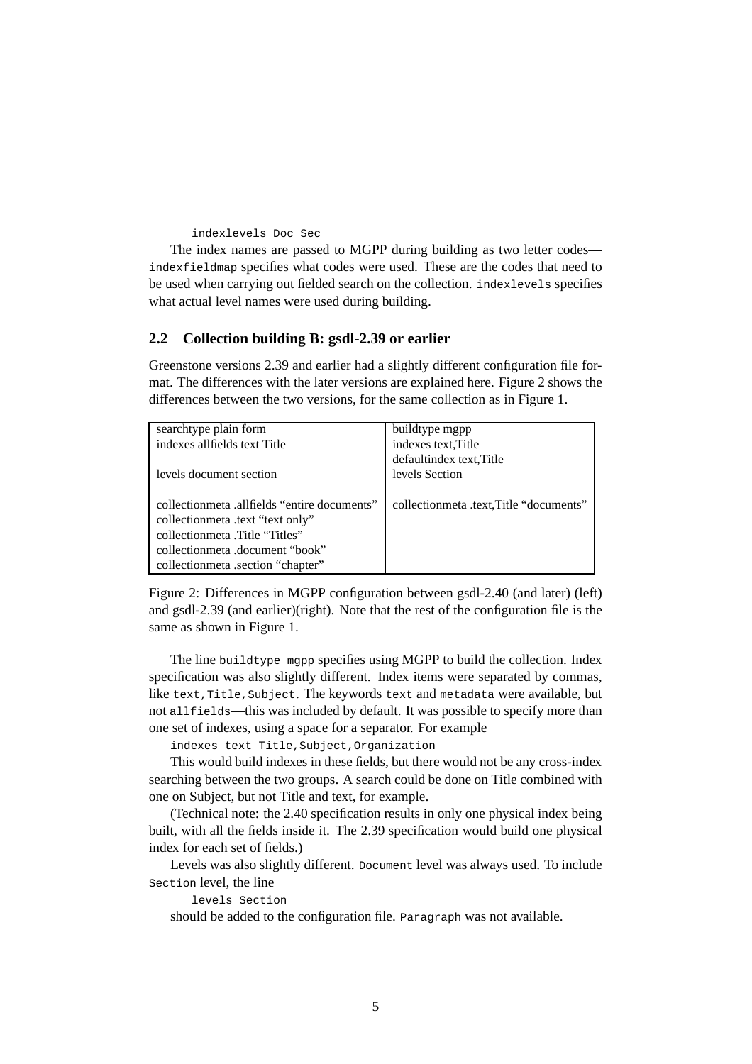```
indexlevels Doc Sec
```

The index names are passed to MGPP during building as two letter codes—`indexfieldmap` specifies what codes were used. These are the codes that need to be used when carrying out fielded search on the collection. `indexlevels` specifies what actual level names were used during building.

### 2.2 Collection building B: gsdl-2.39 or earlier

Greenstone versions 2.39 and earlier had a slightly different configuration file format. The differences with the later versions are explained here. Figure 2 shows the differences between the two versions, for the same collection as in Figure 1.

| gsdl-2.40 (and later) | gsdl-2.39 (and earlier) |
|---|---|
| searchtype plain form | buildtype mgpp |
| indexes allfields text Title | indexes text,Title |
| | defaultindex text,Title |
| levels document section | levels Section |
| | |
| collectionmeta .allfields "entire documents" | collectionmeta .text,Title "documents" |
| collectionmeta .text "text only" | |
| collectionmeta .Title "Titles" | |
| collectionmeta .document "book" | |
| collectionmeta .section "chapter" | |

Figure 2: Differences in MGPP configuration between gsdl-2.40 (and later) (left) and gsdl-2.39 (and earlier)(right). Note that the rest of the configuration file is the same as shown in Figure 1.

The line `buildtype mgpp` specifies using MGPP to build the collection. Index specification was also slightly different. Index items were separated by commas, like `text,Title,Subject`. The keywords `text` and `metadata` were available, but not `allfields`—this was included by default. It was possible to specify more than one set of indexes, using a space for a separator. For example

```
indexes text Title,Subject,Organization
```

This would build indexes in these fields, but there would not be any cross-index searching between the two groups. A search could be done on Title combined with one on Subject, but not Title and text, for example.

(Technical note: the 2.40 specification results in only one physical index being built, with all the fields inside it. The 2.39 specification would build one physical index for each set of fields.)

Levels was also slightly different. `Document` level was always used. To include `Section` level, the line

```
levels Section
```

should be added to the configuration file. `Paragraph` was not available.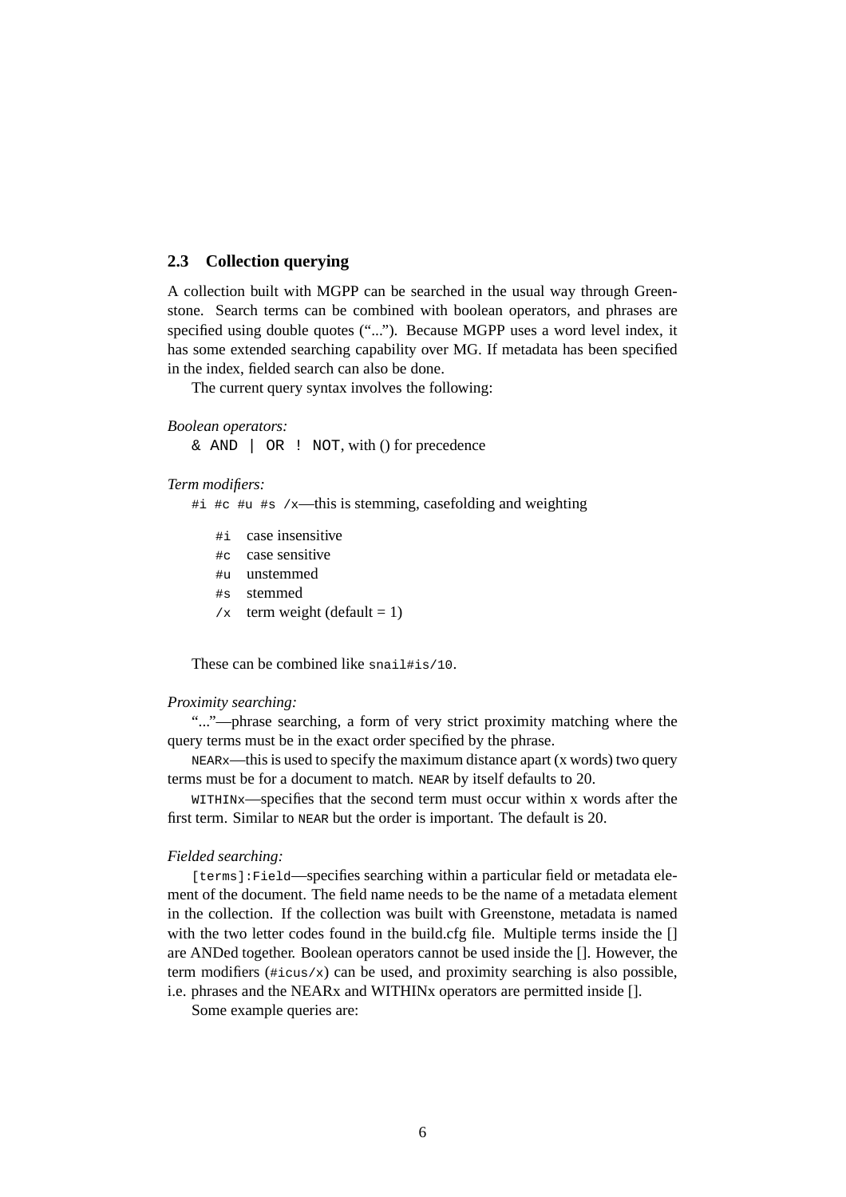### 2.3 Collection querying

A collection built with MGPP can be searched in the usual way through Greenstone. Search terms can be combined with boolean operators, and phrases are specified using double quotes ("..."). Because MGPP uses a word level index, it has some extended searching capability over MG. If metadata has been specified in the index, fielded search can also be done.

The current query syntax involves the following:

*Boolean operators:*

`& AND | OR ! NOT`, with () for precedence

*Term modifiers:*

`#i #c #u #s /x`—this is stemming, casefolding and weighting

- `#i` case insensitive
- `#c` case sensitive
- `#u` unstemmed
- `#s` stemmed
- `/x` term weight (default = 1)

These can be combined like `snail#is/10`.

*Proximity searching:*

"..."—phrase searching, a form of very strict proximity matching where the query terms must be in the exact order specified by the phrase.

`NEARx`—this is used to specify the maximum distance apart (x words) two query terms must be for a document to match. `NEAR` by itself defaults to 20.

`WITHINx`—specifies that the second term must occur within x words after the first term. Similar to `NEAR` but the order is important. The default is 20.

*Fielded searching:*

`[terms]:Field`—specifies searching within a particular field or metadata element of the document. The field name needs to be the name of a metadata element in the collection. If the collection was built with Greenstone, metadata is named with the two letter codes found in the build.cfg file. Multiple terms inside the [] are ANDed together. Boolean operators cannot be used inside the []. However, the term modifiers (`#icus/x`) can be used, and proximity searching is also possible, i.e. phrases and the NEARx and WITHINx operators are permitted inside [].

Some example queries are: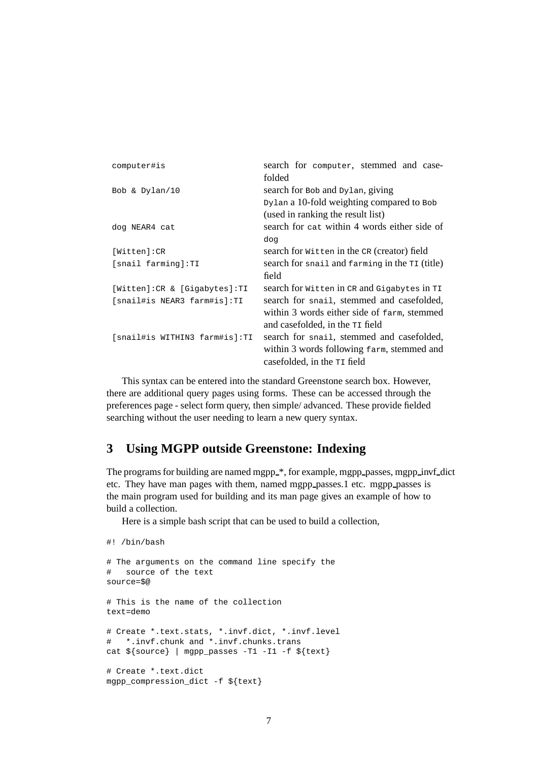| | |
|---|---|
| `computer#is` | search for `computer`, stemmed and case-folded |
| `Bob & Dylan/10` | search for `Bob` and `Dylan`, giving `Dylan` a 10-fold weighting compared to `Bob` (used in ranking the result list) |
| `dog NEAR4 cat` | search for `cat` within 4 words either side of `dog` |
| `[Witten]:CR` | search for `Witten` in the `CR` (creator) field |
| `[snail farming]:TI` | search for `snail` and `farming` in the `TI` (title) field |
| `[Witten]:CR & [Gigabytes]:TI` | search for `Witten` in `CR` and `Gigabytes` in `TI` |
| `[snail#is NEAR3 farm#is]:TI` | search for `snail`, stemmed and casefolded, within 3 words either side of `farm`, stemmed and casefolded, in the `TI` field |
| `[snail#is WITHIN3 farm#is]:TI` | search for `snail`, stemmed and casefolded, within 3 words following `farm`, stemmed and casefolded, in the `TI` field |

This syntax can be entered into the standard Greenstone search box. However, there are additional query pages using forms. These can be accessed through the preferences page - select form query, then simple/ advanced. These provide fielded searching without the user needing to learn a new query syntax.

## 3 Using MGPP outside Greenstone: Indexing

The programs for building are named mgpp_*, for example, mgpp_passes, mgpp_invf_dict etc. They have man pages with them, named mgpp_passes.1 etc. mgpp_passes is the main program used for building and its man page gives an example of how to build a collection.

Here is a simple bash script that can be used to build a collection,

```
#! /bin/bash

# The arguments on the command line specify the
#   source of the text
source=$@

# This is the name of the collection
text=demo

# Create *.text.stats, *.invf.dict, *.invf.level
#   *.invf.chunk and *.invf.chunks.trans
cat ${source} | mgpp_passes -T1 -I1 -f ${text}

# Create *.text.dict
mgpp_compression_dict -f ${text}
```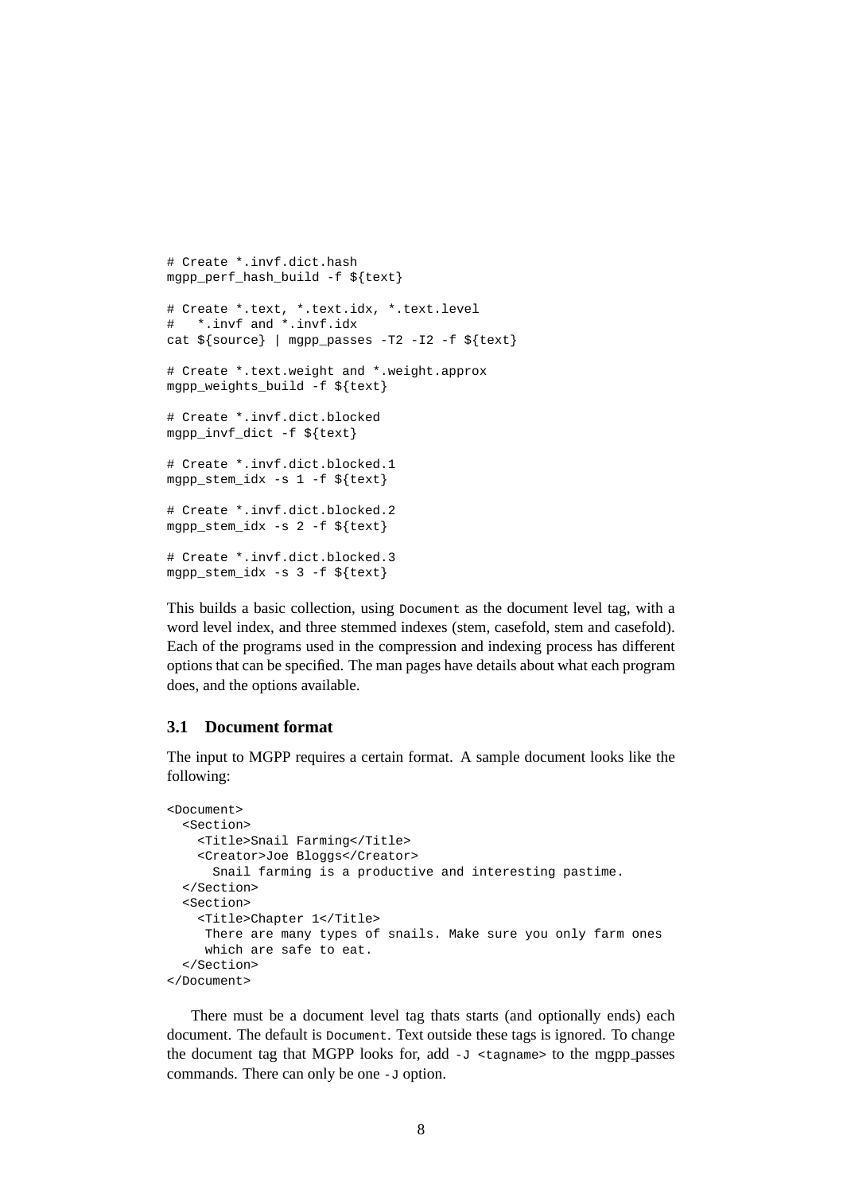```
# Create *.invf.dict.hash
mgpp_perf_hash_build -f ${text}

# Create *.text, *.text.idx, *.text.level
#   *.invf and *.invf.idx
cat ${source} | mgpp_passes -T2 -I2 -f ${text}

# Create *.text.weight and *.weight.approx
mgpp_weights_build -f ${text}

# Create *.invf.dict.blocked
mgpp_invf_dict -f ${text}

# Create *.invf.dict.blocked.1
mgpp_stem_idx -s 1 -f ${text}

# Create *.invf.dict.blocked.2
mgpp_stem_idx -s 2 -f ${text}

# Create *.invf.dict.blocked.3
mgpp_stem_idx -s 3 -f ${text}
```

This builds a basic collection, using `Document` as the document level tag, with a word level index, and three stemmed indexes (stem, casefold, stem and casefold). Each of the programs used in the compression and indexing process has different options that can be specified. The man pages have details about what each program does, and the options available.

### 3.1 Document format

The input to MGPP requires a certain format. A sample document looks like the following:

```
<Document>
  <Section>
    <Title>Snail Farming</Title>
    <Creator>Joe Bloggs</Creator>
      Snail farming is a productive and interesting pastime.
  </Section>
  <Section>
    <Title>Chapter 1</Title>
     There are many types of snails. Make sure you only farm ones
     which are safe to eat.
  </Section>
</Document>
```

There must be a document level tag thats starts (and optionally ends) each document. The default is `Document`. Text outside these tags is ignored. To change the document tag that MGPP looks for, add `-J <tagname>` to the mgpp_passes commands. There can only be one `-J` option.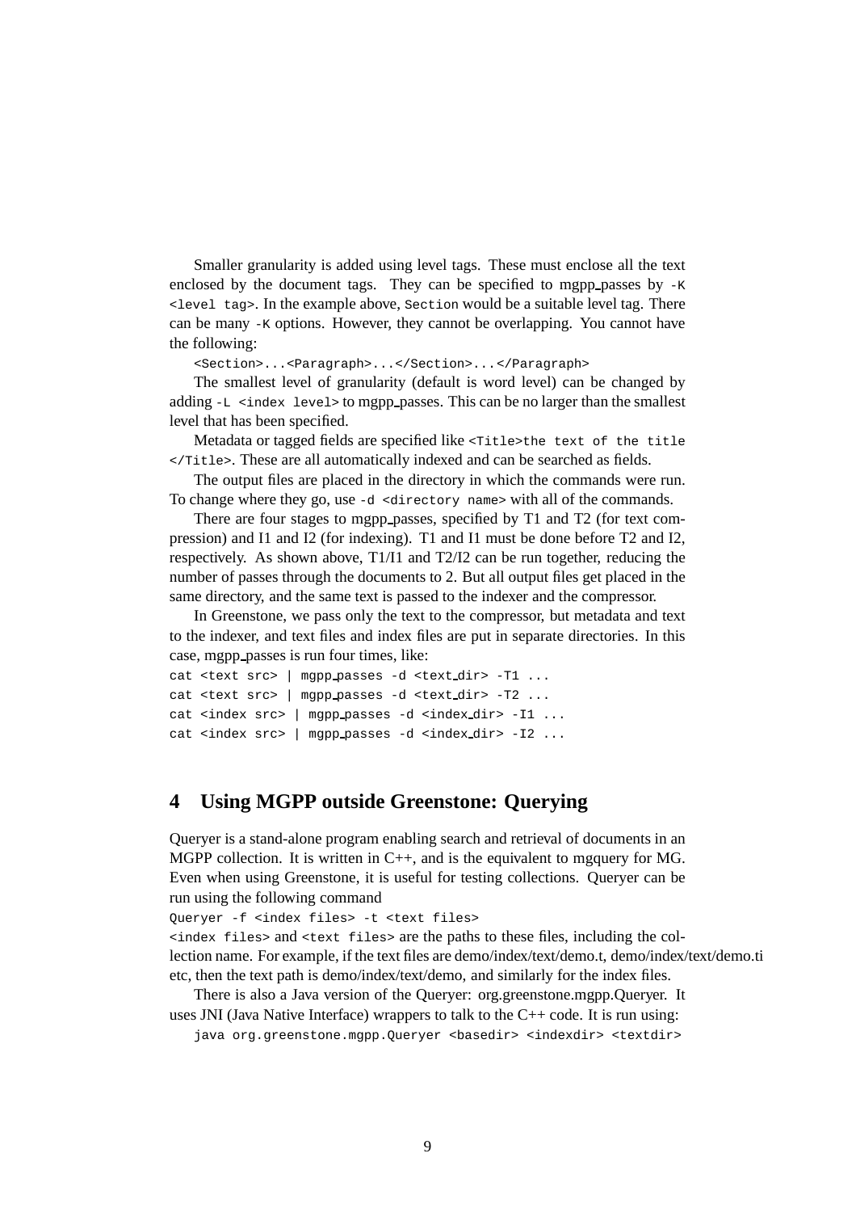Smaller granularity is added using level tags. These must enclose all the text enclosed by the document tags. They can be specified to mgpp_passes by `-K <level tag>`. In the example above, `Section` would be a suitable level tag. There can be many `-K` options. However, they cannot be overlapping. You cannot have the following:

```
<Section>...<Paragraph>...</Section>...</Paragraph>
```

The smallest level of granularity (default is word level) can be changed by adding `-L <index level>` to mgpp_passes. This can be no larger than the smallest level that has been specified.

Metadata or tagged fields are specified like `<Title>the text of the title </Title>`. These are all automatically indexed and can be searched as fields.

The output files are placed in the directory in which the commands were run. To change where they go, use `-d <directory name>` with all of the commands.

There are four stages to mgpp_passes, specified by T1 and T2 (for text compression) and I1 and I2 (for indexing). T1 and I1 must be done before T2 and I2, respectively. As shown above, T1/I1 and T2/I2 can be run together, reducing the number of passes through the documents to 2. But all output files get placed in the same directory, and the same text is passed to the indexer and the compressor.

In Greenstone, we pass only the text to the compressor, but metadata and text to the indexer, and text files and index files are put in separate directories. In this case, mgpp_passes is run four times, like:

```
cat <text src> | mgpp_passes -d <text_dir> -T1 ...
cat <text src> | mgpp_passes -d <text_dir> -T2 ...
cat <index src> | mgpp_passes -d <index_dir> -I1 ...
cat <index src> | mgpp_passes -d <index_dir> -I2 ...
```

## 4 Using MGPP outside Greenstone: Querying

Queryer is a stand-alone program enabling search and retrieval of documents in an MGPP collection. It is written in C++, and is the equivalent to mgquery for MG. Even when using Greenstone, it is useful for testing collections. Queryer can be run using the following command

```
Queryer -f <index files> -t <text files>
```

`<index files>` and `<text files>` are the paths to these files, including the collection name. For example, if the text files are demo/index/text/demo.t, demo/index/text/demo.ti etc, then the text path is demo/index/text/demo, and similarly for the index files.

There is also a Java version of the Queryer: org.greenstone.mgpp.Queryer. It uses JNI (Java Native Interface) wrappers to talk to the C++ code. It is run using:

```
java org.greenstone.mgpp.Queryer <basedir> <indexdir> <textdir>
```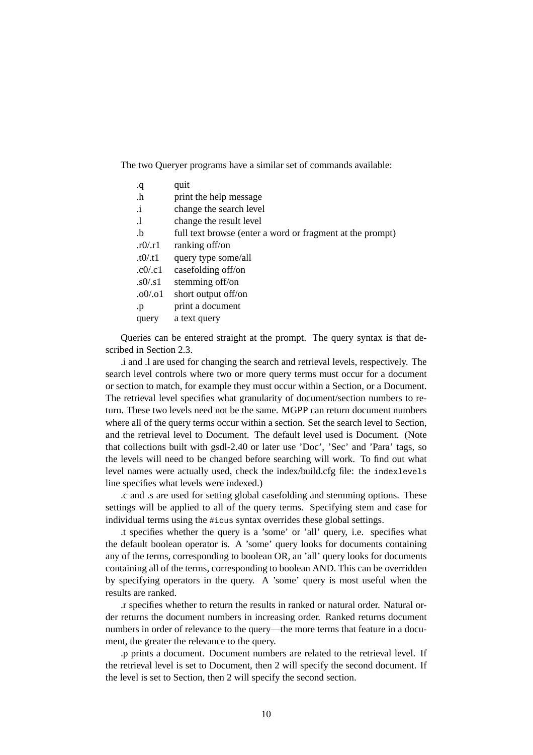The two Queryer programs have a similar set of commands available:

| | |
|---|---|
| .q | quit |
| .h | print the help message |
| .i | change the search level |
| .l | change the result level |
| .b | full text browse (enter a word or fragment at the prompt) |
| .r0/.r1 | ranking off/on |
| .t0/.t1 | query type some/all |
| .c0/.c1 | casefolding off/on |
| .s0/.s1 | stemming off/on |
| .o0/.o1 | short output off/on |
| .p | print a document |
| query | a text query |

Queries can be entered straight at the prompt. The query syntax is that described in Section 2.3.

.i and .l are used for changing the search and retrieval levels, respectively. The search level controls where two or more query terms must occur for a document or section to match, for example they must occur within a Section, or a Document. The retrieval level specifies what granularity of document/section numbers to return. These two levels need not be the same. MGPP can return document numbers where all of the query terms occur within a section. Set the search level to Section, and the retrieval level to Document. The default level used is Document. (Note that collections built with gsdl-2.40 or later use 'Doc', 'Sec' and 'Para' tags, so the levels will need to be changed before searching will work. To find out what level names were actually used, check the index/build.cfg file: the `indexlevels` line specifies what levels were indexed.)

.c and .s are used for setting global casefolding and stemming options. These settings will be applied to all of the query terms. Specifying stem and case for individual terms using the `#icus` syntax overrides these global settings.

.t specifies whether the query is a 'some' or 'all' query, i.e. specifies what the default boolean operator is. A 'some' query looks for documents containing any of the terms, corresponding to boolean OR, an 'all' query looks for documents containing all of the terms, corresponding to boolean AND. This can be overridden by specifying operators in the query. A 'some' query is most useful when the results are ranked.

.r specifies whether to return the results in ranked or natural order. Natural order returns the document numbers in increasing order. Ranked returns document numbers in order of relevance to the query—the more terms that feature in a document, the greater the relevance to the query.

.p prints a document. Document numbers are related to the retrieval level. If the retrieval level is set to Document, then 2 will specify the second document. If the level is set to Section, then 2 will specify the second section.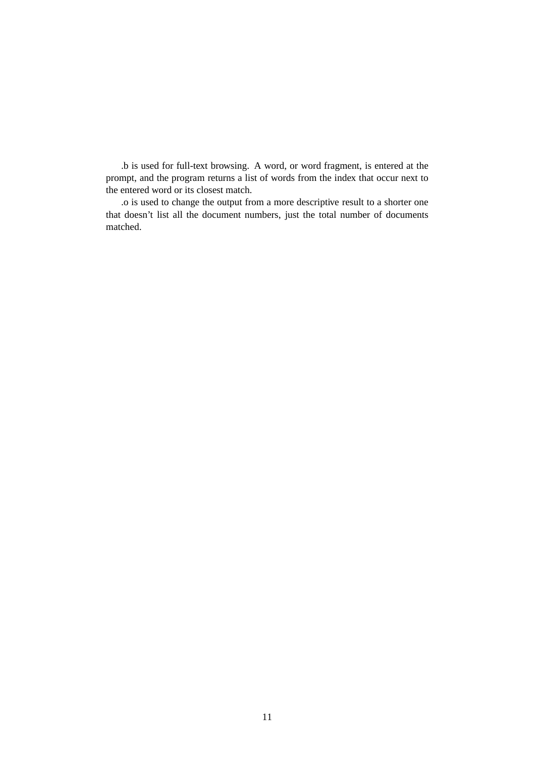.b is used for full-text browsing. A word, or word fragment, is entered at the prompt, and the program returns a list of words from the index that occur next to the entered word or its closest match.

.o is used to change the output from a more descriptive result to a shorter one that doesn't list all the document numbers, just the total number of documents matched.